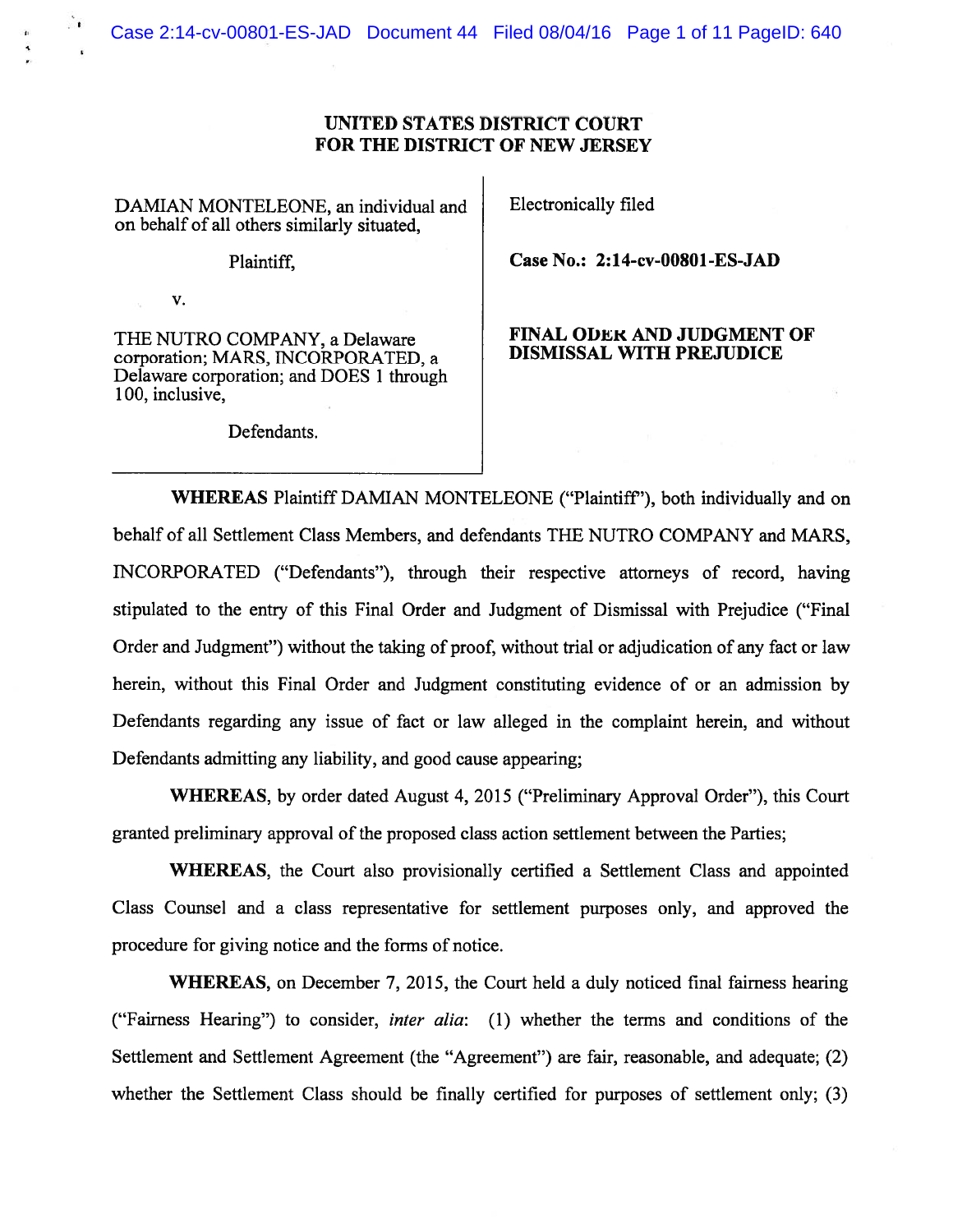**UNITED STATES DISTRICT COURT**
**FOR THE DISTRICT OF NEW JERSEY**

| | |
|---|---|
| DAMIAN MONTELEONE, an individual and on behalf of all others similarly situated,<br><br>Plaintiff,<br><br>v.<br><br>THE NUTRO COMPANY, a Delaware corporation; MARS, INCORPORATED, a Delaware corporation; and DOES 1 through 100, inclusive,<br><br>Defendants. | Electronically filed<br><br>**Case No.: 2:14-cv-00801-ES-JAD**<br><br>**FINAL ODER AND JUDGMENT OF DISMISSAL WITH PREJUDICE** |

**WHEREAS** Plaintiff DAMIAN MONTELEONE ("Plaintiff"), both individually and on behalf of all Settlement Class Members, and defendants THE NUTRO COMPANY and MARS, INCORPORATED ("Defendants"), through their respective attorneys of record, having stipulated to the entry of this Final Order and Judgment of Dismissal with Prejudice ("Final Order and Judgment") without the taking of proof, without trial or adjudication of any fact or law herein, without this Final Order and Judgment constituting evidence of or an admission by Defendants regarding any issue of fact or law alleged in the complaint herein, and without Defendants admitting any liability, and good cause appearing;

**WHEREAS**, by order dated August 4, 2015 ("Preliminary Approval Order"), this Court granted preliminary approval of the proposed class action settlement between the Parties;

**WHEREAS**, the Court also provisionally certified a Settlement Class and appointed Class Counsel and a class representative for settlement purposes only, and approved the procedure for giving notice and the forms of notice.

**WHEREAS**, on December 7, 2015, the Court held a duly noticed final fairness hearing ("Fairness Hearing") to consider, *inter alia*: (1) whether the terms and conditions of the Settlement and Settlement Agreement (the "Agreement") are fair, reasonable, and adequate; (2) whether the Settlement Class should be finally certified for purposes of settlement only; (3)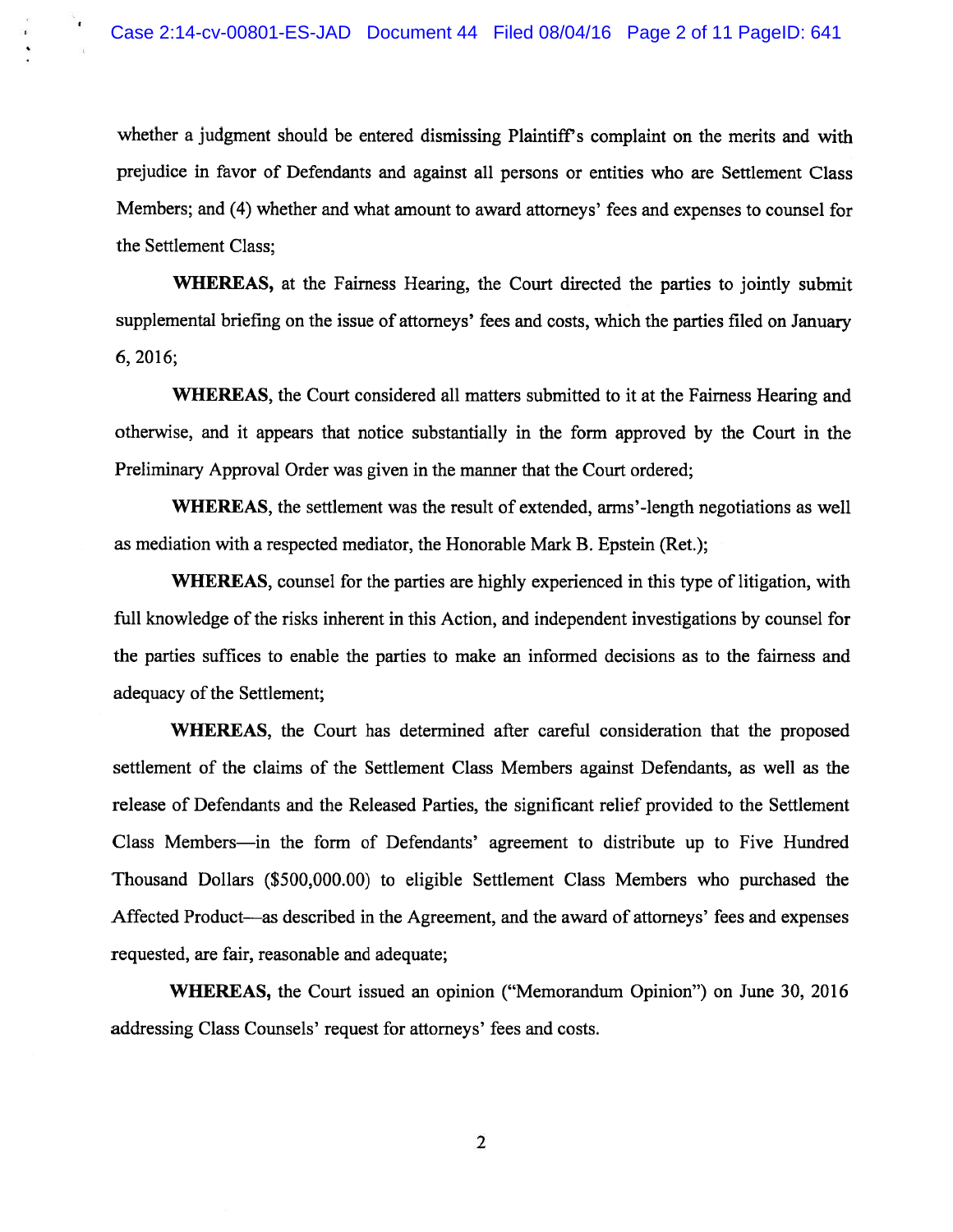whether a judgment should be entered dismissing Plaintiff's complaint on the merits and with prejudice in favor of Defendants and against all persons or entities who are Settlement Class Members; and (4) whether and what amount to award attorneys' fees and expenses to counsel for the Settlement Class;

**WHEREAS,** at the Fairness Hearing, the Court directed the parties to jointly submit supplemental briefing on the issue of attorneys' fees and costs, which the parties filed on January 6, 2016;

**WHEREAS,** the Court considered all matters submitted to it at the Fairness Hearing and otherwise, and it appears that notice substantially in the form approved by the Court in the Preliminary Approval Order was given in the manner that the Court ordered;

**WHEREAS,** the settlement was the result of extended, arms'-length negotiations as well as mediation with a respected mediator, the Honorable Mark B. Epstein (Ret.);

**WHEREAS,** counsel for the parties are highly experienced in this type of litigation, with full knowledge of the risks inherent in this Action, and independent investigations by counsel for the parties suffices to enable the parties to make an informed decisions as to the fairness and adequacy of the Settlement;

**WHEREAS,** the Court has determined after careful consideration that the proposed settlement of the claims of the Settlement Class Members against Defendants, as well as the release of Defendants and the Released Parties, the significant relief provided to the Settlement Class Members—in the form of Defendants' agreement to distribute up to Five Hundred Thousand Dollars ($500,000.00) to eligible Settlement Class Members who purchased the Affected Product—as described in the Agreement, and the award of attorneys' fees and expenses requested, are fair, reasonable and adequate;

**WHEREAS,** the Court issued an opinion ("Memorandum Opinion") on June 30, 2016 addressing Class Counsels' request for attorneys' fees and costs.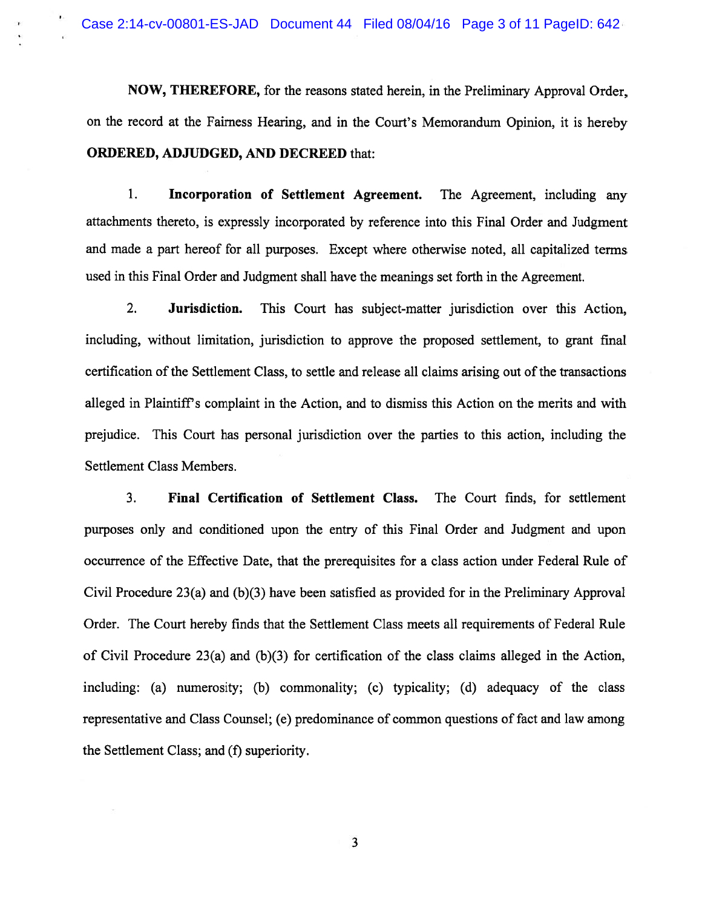**NOW, THEREFORE,** for the reasons stated herein, in the Preliminary Approval Order, on the record at the Fairness Hearing, and in the Court's Memorandum Opinion, it is hereby **ORDERED, ADJUDGED, AND DECREED** that:

1. **Incorporation of Settlement Agreement.** The Agreement, including any attachments thereto, is expressly incorporated by reference into this Final Order and Judgment and made a part hereof for all purposes. Except where otherwise noted, all capitalized terms used in this Final Order and Judgment shall have the meanings set forth in the Agreement.

2. **Jurisdiction.** This Court has subject-matter jurisdiction over this Action, including, without limitation, jurisdiction to approve the proposed settlement, to grant final certification of the Settlement Class, to settle and release all claims arising out of the transactions alleged in Plaintiff's complaint in the Action, and to dismiss this Action on the merits and with prejudice. This Court has personal jurisdiction over the parties to this action, including the Settlement Class Members.

3. **Final Certification of Settlement Class.** The Court finds, for settlement purposes only and conditioned upon the entry of this Final Order and Judgment and upon occurrence of the Effective Date, that the prerequisites for a class action under Federal Rule of Civil Procedure 23(a) and (b)(3) have been satisfied as provided for in the Preliminary Approval Order. The Court hereby finds that the Settlement Class meets all requirements of Federal Rule of Civil Procedure 23(a) and (b)(3) for certification of the class claims alleged in the Action, including: (a) numerosity; (b) commonality; (c) typicality; (d) adequacy of the class representative and Class Counsel; (e) predominance of common questions of fact and law among the Settlement Class; and (f) superiority.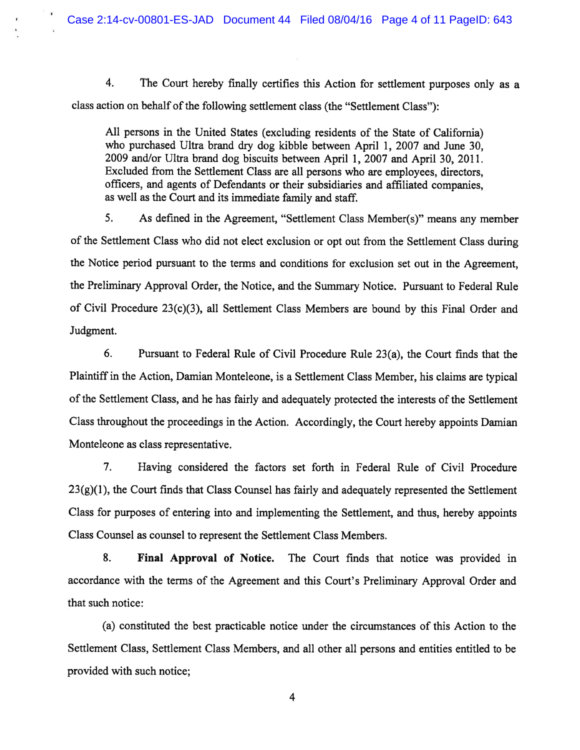4. The Court hereby finally certifies this Action for settlement purposes only as a class action on behalf of the following settlement class (the "Settlement Class"):

> All persons in the United States (excluding residents of the State of California) who purchased Ultra brand dry dog kibble between April 1, 2007 and June 30, 2009 and/or Ultra brand dog biscuits between April 1, 2007 and April 30, 2011. Excluded from the Settlement Class are all persons who are employees, directors, officers, and agents of Defendants or their subsidiaries and affiliated companies, as well as the Court and its immediate family and staff.

5. As defined in the Agreement, "Settlement Class Member(s)" means any member of the Settlement Class who did not elect exclusion or opt out from the Settlement Class during the Notice period pursuant to the terms and conditions for exclusion set out in the Agreement, the Preliminary Approval Order, the Notice, and the Summary Notice. Pursuant to Federal Rule of Civil Procedure 23(c)(3), all Settlement Class Members are bound by this Final Order and Judgment.

6. Pursuant to Federal Rule of Civil Procedure Rule 23(a), the Court finds that the Plaintiff in the Action, Damian Monteleone, is a Settlement Class Member, his claims are typical of the Settlement Class, and he has fairly and adequately protected the interests of the Settlement Class throughout the proceedings in the Action. Accordingly, the Court hereby appoints Damian Monteleone as class representative.

7. Having considered the factors set forth in Federal Rule of Civil Procedure 23(g)(1), the Court finds that Class Counsel has fairly and adequately represented the Settlement Class for purposes of entering into and implementing the Settlement, and thus, hereby appoints Class Counsel as counsel to represent the Settlement Class Members.

8. **Final Approval of Notice.** The Court finds that notice was provided in accordance with the terms of the Agreement and this Court's Preliminary Approval Order and that such notice:

(a) constituted the best practicable notice under the circumstances of this Action to the Settlement Class, Settlement Class Members, and all other all persons and entities entitled to be provided with such notice;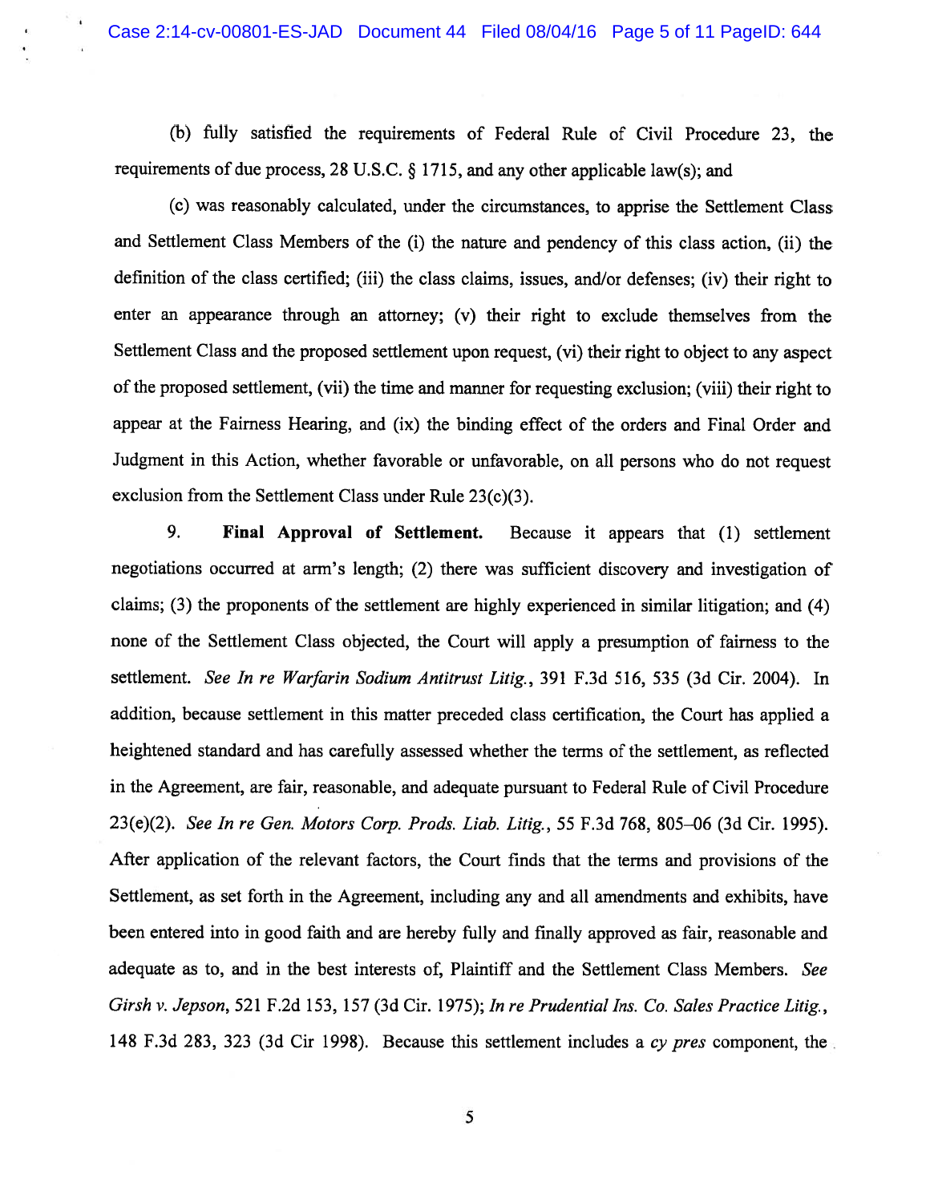(b) fully satisfied the requirements of Federal Rule of Civil Procedure 23, the requirements of due process, 28 U.S.C. § 1715, and any other applicable law(s); and

(c) was reasonably calculated, under the circumstances, to apprise the Settlement Class and Settlement Class Members of the (i) the nature and pendency of this class action, (ii) the definition of the class certified; (iii) the class claims, issues, and/or defenses; (iv) their right to enter an appearance through an attorney; (v) their right to exclude themselves from the Settlement Class and the proposed settlement upon request, (vi) their right to object to any aspect of the proposed settlement, (vii) the time and manner for requesting exclusion; (viii) their right to appear at the Fairness Hearing, and (ix) the binding effect of the orders and Final Order and Judgment in this Action, whether favorable or unfavorable, on all persons who do not request exclusion from the Settlement Class under Rule 23(c)(3).

9. **Final Approval of Settlement.** Because it appears that (1) settlement negotiations occurred at arm's length; (2) there was sufficient discovery and investigation of claims; (3) the proponents of the settlement are highly experienced in similar litigation; and (4) none of the Settlement Class objected, the Court will apply a presumption of fairness to the settlement. *See In re Warfarin Sodium Antitrust Litig.*, 391 F.3d 516, 535 (3d Cir. 2004). In addition, because settlement in this matter preceded class certification, the Court has applied a heightened standard and has carefully assessed whether the terms of the settlement, as reflected in the Agreement, are fair, reasonable, and adequate pursuant to Federal Rule of Civil Procedure 23(e)(2). *See In re Gen. Motors Corp. Prods. Liab. Litig.*, 55 F.3d 768, 805–06 (3d Cir. 1995). After application of the relevant factors, the Court finds that the terms and provisions of the Settlement, as set forth in the Agreement, including any and all amendments and exhibits, have been entered into in good faith and are hereby fully and finally approved as fair, reasonable and adequate as to, and in the best interests of, Plaintiff and the Settlement Class Members. *See Girsh v. Jepson*, 521 F.2d 153, 157 (3d Cir. 1975); *In re Prudential Ins. Co. Sales Practice Litig.*, 148 F.3d 283, 323 (3d Cir 1998). Because this settlement includes a *cy pres* component, the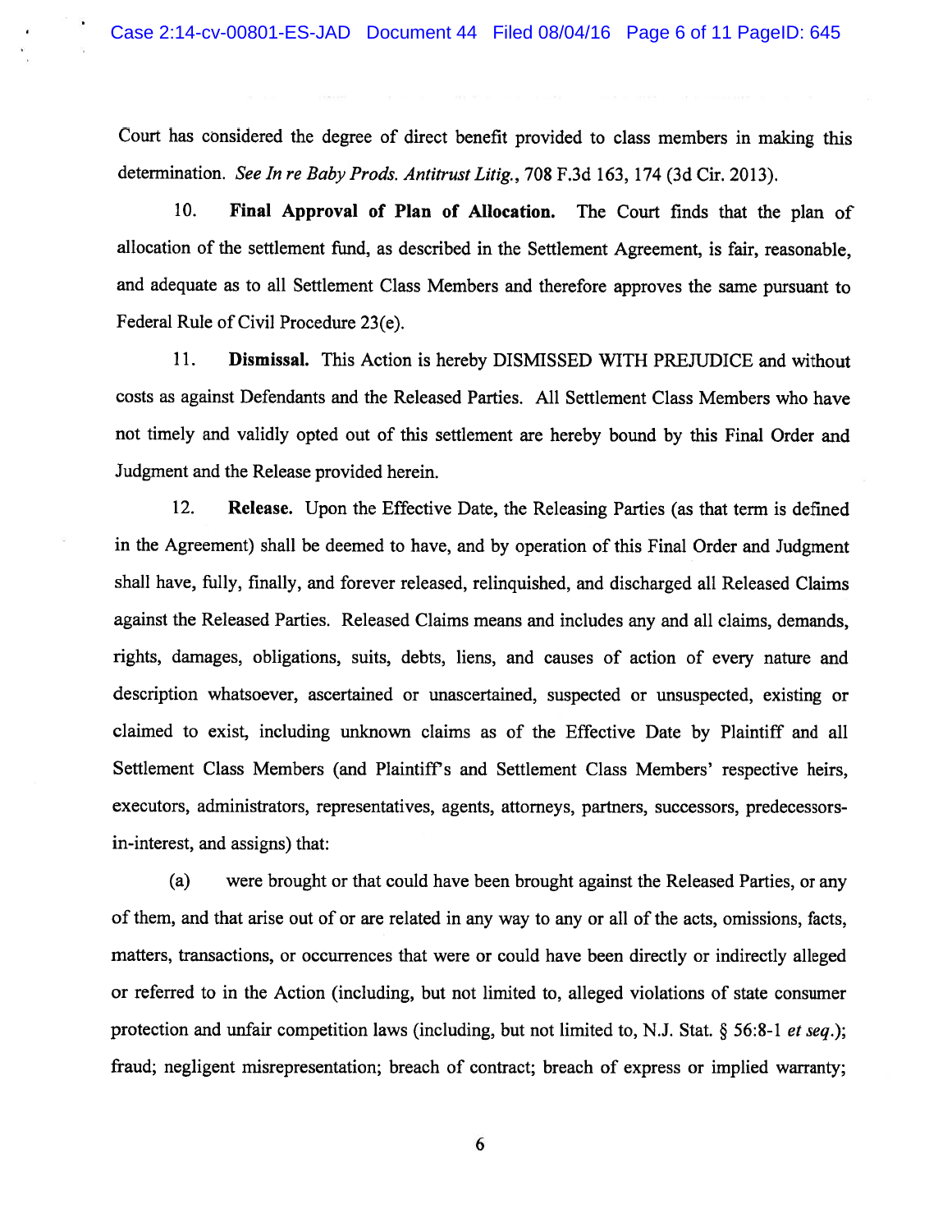Court has considered the degree of direct benefit provided to class members in making this determination. *See In re Baby Prods. Antitrust Litig.*, 708 F.3d 163, 174 (3d Cir. 2013).

10. **Final Approval of Plan of Allocation.** The Court finds that the plan of allocation of the settlement fund, as described in the Settlement Agreement, is fair, reasonable, and adequate as to all Settlement Class Members and therefore approves the same pursuant to Federal Rule of Civil Procedure 23(e).

11. **Dismissal.** This Action is hereby DISMISSED WITH PREJUDICE and without costs as against Defendants and the Released Parties. All Settlement Class Members who have not timely and validly opted out of this settlement are hereby bound by this Final Order and Judgment and the Release provided herein.

12. **Release.** Upon the Effective Date, the Releasing Parties (as that term is defined in the Agreement) shall be deemed to have, and by operation of this Final Order and Judgment shall have, fully, finally, and forever released, relinquished, and discharged all Released Claims against the Released Parties. Released Claims means and includes any and all claims, demands, rights, damages, obligations, suits, debts, liens, and causes of action of every nature and description whatsoever, ascertained or unascertained, suspected or unsuspected, existing or claimed to exist, including unknown claims as of the Effective Date by Plaintiff and all Settlement Class Members (and Plaintiff's and Settlement Class Members' respective heirs, executors, administrators, representatives, agents, attorneys, partners, successors, predecessors-in-interest, and assigns) that:

(a) were brought or that could have been brought against the Released Parties, or any of them, and that arise out of or are related in any way to any or all of the acts, omissions, facts, matters, transactions, or occurrences that were or could have been directly or indirectly alleged or referred to in the Action (including, but not limited to, alleged violations of state consumer protection and unfair competition laws (including, but not limited to, N.J. Stat. § 56:8-1 *et seq.*); fraud; negligent misrepresentation; breach of contract; breach of express or implied warranty;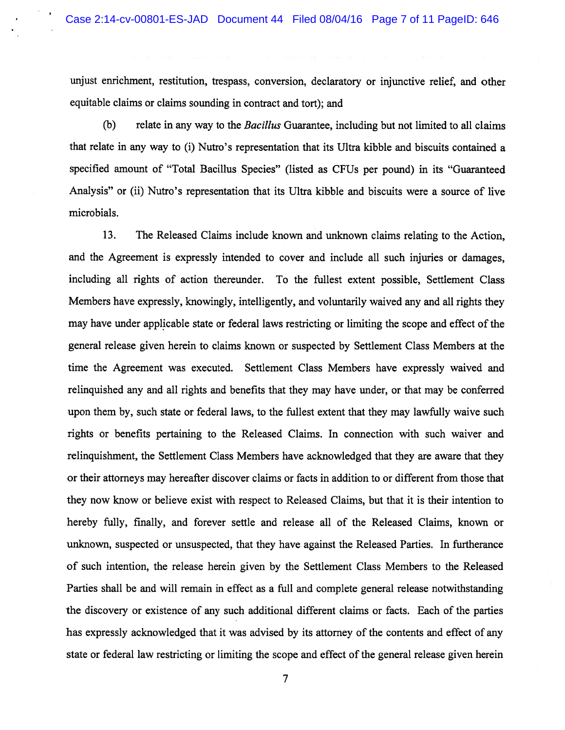unjust enrichment, restitution, trespass, conversion, declaratory or injunctive relief, and other equitable claims or claims sounding in contract and tort); and

(b) relate in any way to the *Bacillus* Guarantee, including but not limited to all claims that relate in any way to (i) Nutro's representation that its Ultra kibble and biscuits contained a specified amount of "Total Bacillus Species" (listed as CFUs per pound) in its "Guaranteed Analysis" or (ii) Nutro's representation that its Ultra kibble and biscuits were a source of live microbials.

13. The Released Claims include known and unknown claims relating to the Action, and the Agreement is expressly intended to cover and include all such injuries or damages, including all rights of action thereunder. To the fullest extent possible, Settlement Class Members have expressly, knowingly, intelligently, and voluntarily waived any and all rights they may have under applicable state or federal laws restricting or limiting the scope and effect of the general release given herein to claims known or suspected by Settlement Class Members at the time the Agreement was executed. Settlement Class Members have expressly waived and relinquished any and all rights and benefits that they may have under, or that may be conferred upon them by, such state or federal laws, to the fullest extent that they may lawfully waive such rights or benefits pertaining to the Released Claims. In connection with such waiver and relinquishment, the Settlement Class Members have acknowledged that they are aware that they or their attorneys may hereafter discover claims or facts in addition to or different from those that they now know or believe exist with respect to Released Claims, but that it is their intention to hereby fully, finally, and forever settle and release all of the Released Claims, known or unknown, suspected or unsuspected, that they have against the Released Parties. In furtherance of such intention, the release herein given by the Settlement Class Members to the Released Parties shall be and will remain in effect as a full and complete general release notwithstanding the discovery or existence of any such additional different claims or facts. Each of the parties has expressly acknowledged that it was advised by its attorney of the contents and effect of any state or federal law restricting or limiting the scope and effect of the general release given herein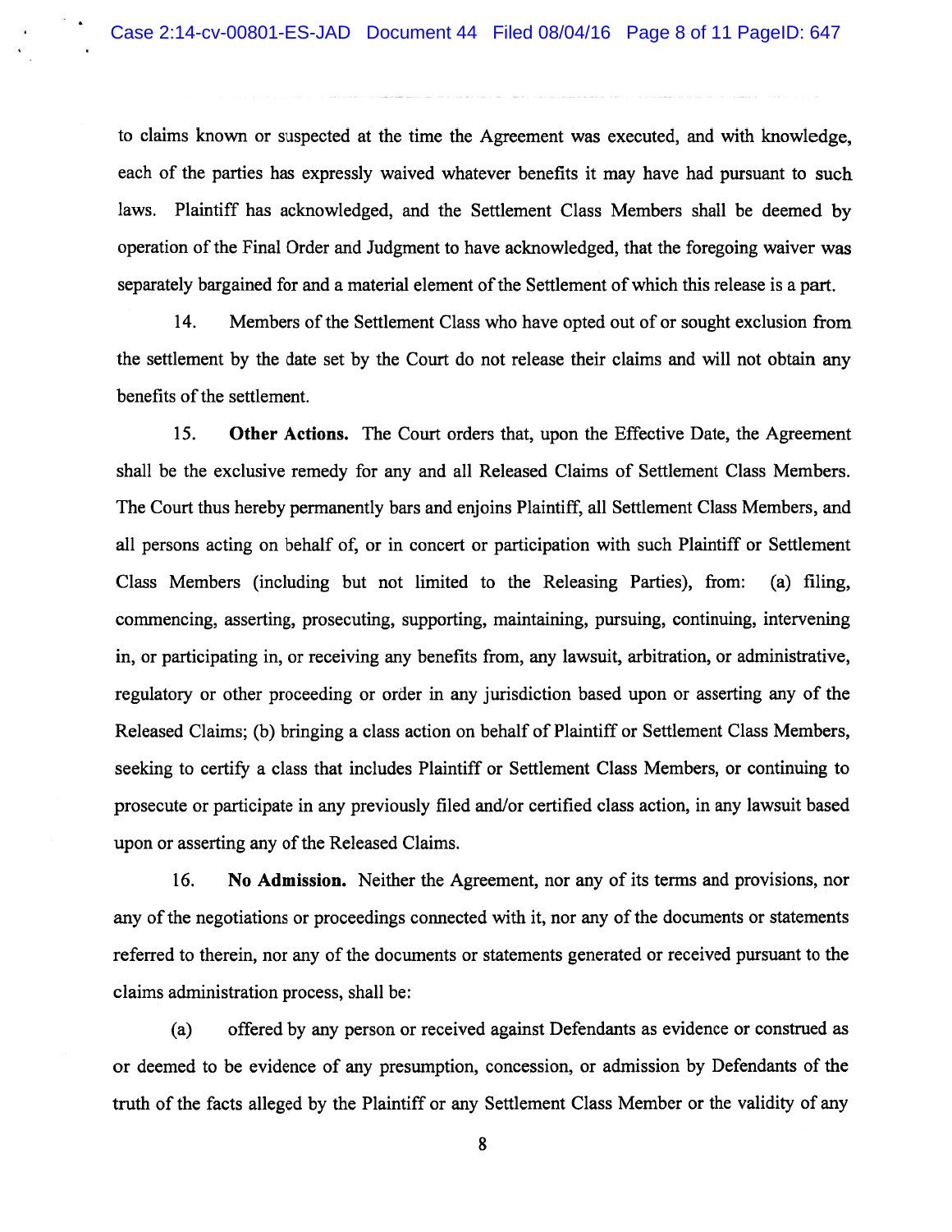to claims known or suspected at the time the Agreement was executed, and with knowledge, each of the parties has expressly waived whatever benefits it may have had pursuant to such laws. Plaintiff has acknowledged, and the Settlement Class Members shall be deemed by operation of the Final Order and Judgment to have acknowledged, that the foregoing waiver was separately bargained for and a material element of the Settlement of which this release is a part.

14. Members of the Settlement Class who have opted out of or sought exclusion from the settlement by the date set by the Court do not release their claims and will not obtain any benefits of the settlement.

15. **Other Actions.** The Court orders that, upon the Effective Date, the Agreement shall be the exclusive remedy for any and all Released Claims of Settlement Class Members. The Court thus hereby permanently bars and enjoins Plaintiff, all Settlement Class Members, and all persons acting on behalf of, or in concert or participation with such Plaintiff or Settlement Class Members (including but not limited to the Releasing Parties), from: (a) filing, commencing, asserting, prosecuting, supporting, maintaining, pursuing, continuing, intervening in, or participating in, or receiving any benefits from, any lawsuit, arbitration, or administrative, regulatory or other proceeding or order in any jurisdiction based upon or asserting any of the Released Claims; (b) bringing a class action on behalf of Plaintiff or Settlement Class Members, seeking to certify a class that includes Plaintiff or Settlement Class Members, or continuing to prosecute or participate in any previously filed and/or certified class action, in any lawsuit based upon or asserting any of the Released Claims.

16. **No Admission.** Neither the Agreement, nor any of its terms and provisions, nor any of the negotiations or proceedings connected with it, nor any of the documents or statements referred to therein, nor any of the documents or statements generated or received pursuant to the claims administration process, shall be:

(a) offered by any person or received against Defendants as evidence or construed as or deemed to be evidence of any presumption, concession, or admission by Defendants of the truth of the facts alleged by the Plaintiff or any Settlement Class Member or the validity of any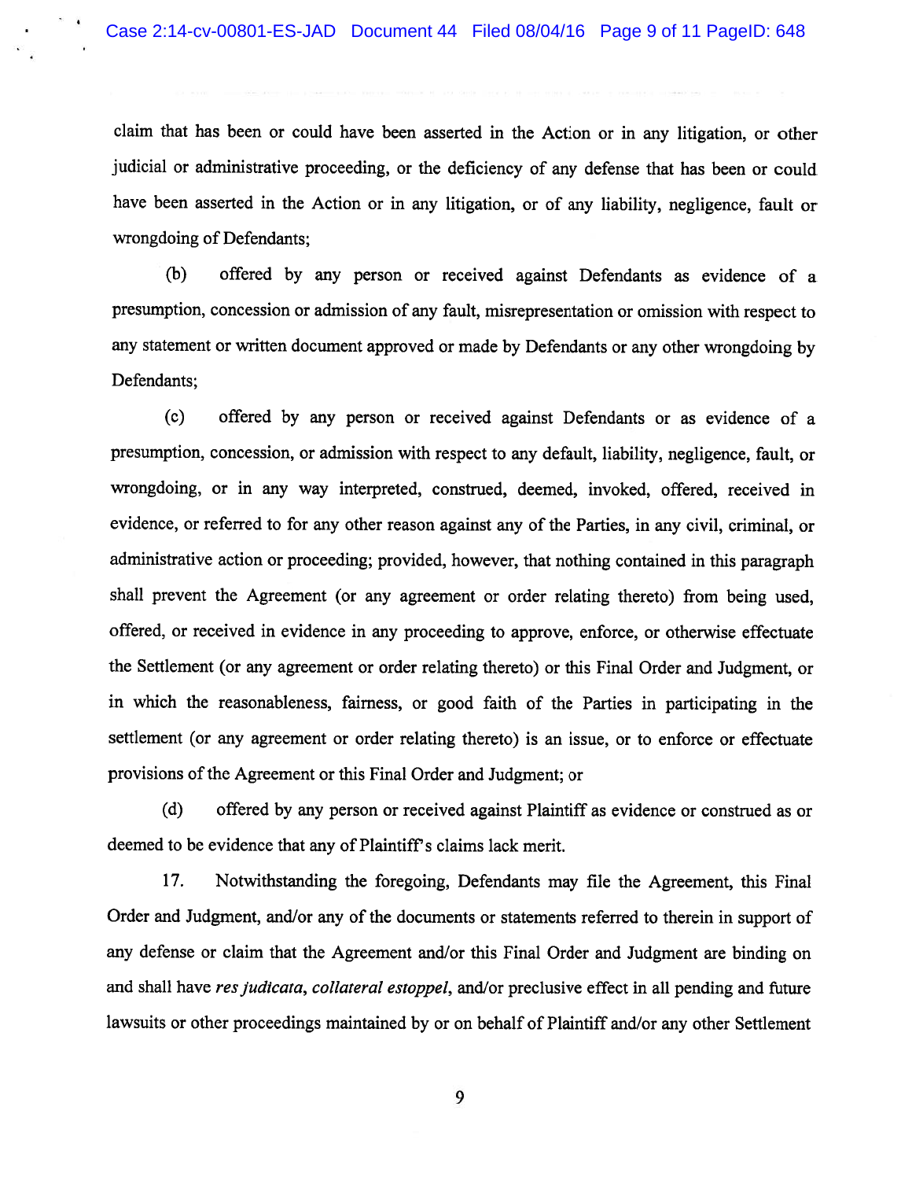claim that has been or could have been asserted in the Action or in any litigation, or other judicial or administrative proceeding, or the deficiency of any defense that has been or could have been asserted in the Action or in any litigation, or of any liability, negligence, fault or wrongdoing of Defendants;

(b) offered by any person or received against Defendants as evidence of a presumption, concession or admission of any fault, misrepresentation or omission with respect to any statement or written document approved or made by Defendants or any other wrongdoing by Defendants;

(c) offered by any person or received against Defendants or as evidence of a presumption, concession, or admission with respect to any default, liability, negligence, fault, or wrongdoing, or in any way interpreted, construed, deemed, invoked, offered, received in evidence, or referred to for any other reason against any of the Parties, in any civil, criminal, or administrative action or proceeding; provided, however, that nothing contained in this paragraph shall prevent the Agreement (or any agreement or order relating thereto) from being used, offered, or received in evidence in any proceeding to approve, enforce, or otherwise effectuate the Settlement (or any agreement or order relating thereto) or this Final Order and Judgment, or in which the reasonableness, fairness, or good faith of the Parties in participating in the settlement (or any agreement or order relating thereto) is an issue, or to enforce or effectuate provisions of the Agreement or this Final Order and Judgment; or

(d) offered by any person or received against Plaintiff as evidence or construed as or deemed to be evidence that any of Plaintiff's claims lack merit.

17. Notwithstanding the foregoing, Defendants may file the Agreement, this Final Order and Judgment, and/or any of the documents or statements referred to therein in support of any defense or claim that the Agreement and/or this Final Order and Judgment are binding on and shall have *res judicata*, *collateral estoppel*, and/or preclusive effect in all pending and future lawsuits or other proceedings maintained by or on behalf of Plaintiff and/or any other Settlement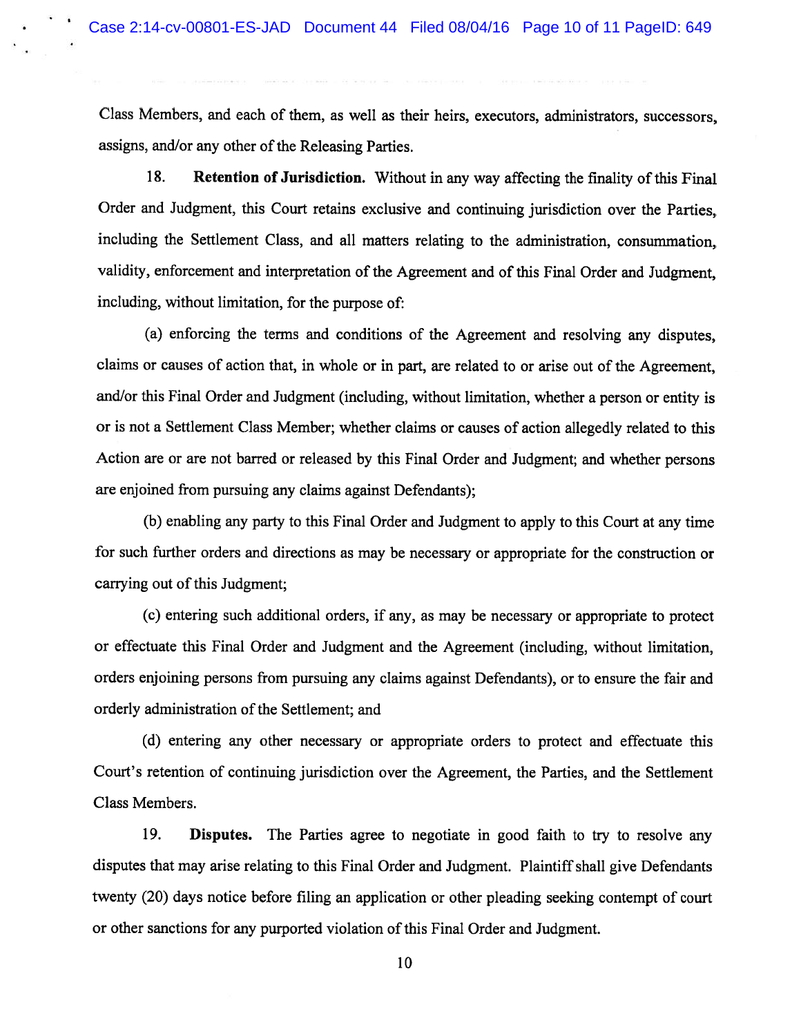Class Members, and each of them, as well as their heirs, executors, administrators, successors, assigns, and/or any other of the Releasing Parties.

18. **Retention of Jurisdiction.** Without in any way affecting the finality of this Final Order and Judgment, this Court retains exclusive and continuing jurisdiction over the Parties, including the Settlement Class, and all matters relating to the administration, consummation, validity, enforcement and interpretation of the Agreement and of this Final Order and Judgment, including, without limitation, for the purpose of:

(a) enforcing the terms and conditions of the Agreement and resolving any disputes, claims or causes of action that, in whole or in part, are related to or arise out of the Agreement, and/or this Final Order and Judgment (including, without limitation, whether a person or entity is or is not a Settlement Class Member; whether claims or causes of action allegedly related to this Action are or are not barred or released by this Final Order and Judgment; and whether persons are enjoined from pursuing any claims against Defendants);

(b) enabling any party to this Final Order and Judgment to apply to this Court at any time for such further orders and directions as may be necessary or appropriate for the construction or carrying out of this Judgment;

(c) entering such additional orders, if any, as may be necessary or appropriate to protect or effectuate this Final Order and Judgment and the Agreement (including, without limitation, orders enjoining persons from pursuing any claims against Defendants), or to ensure the fair and orderly administration of the Settlement; and

(d) entering any other necessary or appropriate orders to protect and effectuate this Court's retention of continuing jurisdiction over the Agreement, the Parties, and the Settlement Class Members.

19. **Disputes.** The Parties agree to negotiate in good faith to try to resolve any disputes that may arise relating to this Final Order and Judgment. Plaintiff shall give Defendants twenty (20) days notice before filing an application or other pleading seeking contempt of court or other sanctions for any purported violation of this Final Order and Judgment.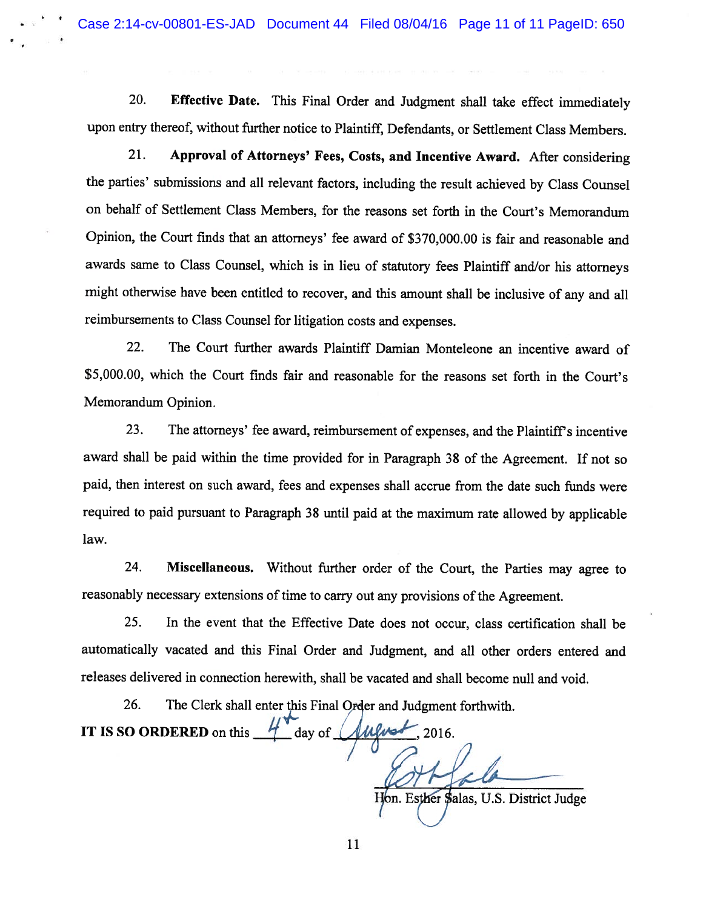20. **Effective Date.** This Final Order and Judgment shall take effect immediately upon entry thereof, without further notice to Plaintiff, Defendants, or Settlement Class Members.

21. **Approval of Attorneys' Fees, Costs, and Incentive Award.** After considering the parties' submissions and all relevant factors, including the result achieved by Class Counsel on behalf of Settlement Class Members, for the reasons set forth in the Court's Memorandum Opinion, the Court finds that an attorneys' fee award of $370,000.00 is fair and reasonable and awards same to Class Counsel, which is in lieu of statutory fees Plaintiff and/or his attorneys might otherwise have been entitled to recover, and this amount shall be inclusive of any and all reimbursements to Class Counsel for litigation costs and expenses.

22. The Court further awards Plaintiff Damian Monteleone an incentive award of $5,000.00, which the Court finds fair and reasonable for the reasons set forth in the Court's Memorandum Opinion.

23. The attorneys' fee award, reimbursement of expenses, and the Plaintiff's incentive award shall be paid within the time provided for in Paragraph 38 of the Agreement. If not so paid, then interest on such award, fees and expenses shall accrue from the date such funds were required to paid pursuant to Paragraph 38 until paid at the maximum rate allowed by applicable law.

24. **Miscellaneous.** Without further order of the Court, the Parties may agree to reasonably necessary extensions of time to carry out any provisions of the Agreement.

25. In the event that the Effective Date does not occur, class certification shall be automatically vacated and this Final Order and Judgment, and all other orders entered and releases delivered in connection herewith, shall be vacated and shall become null and void.

26. The Clerk shall enter this Final Order and Judgment forthwith.

**IT IS SO ORDERED** on this 4th day of August, 2016.

Hon. Esther Salas, U.S. District Judge